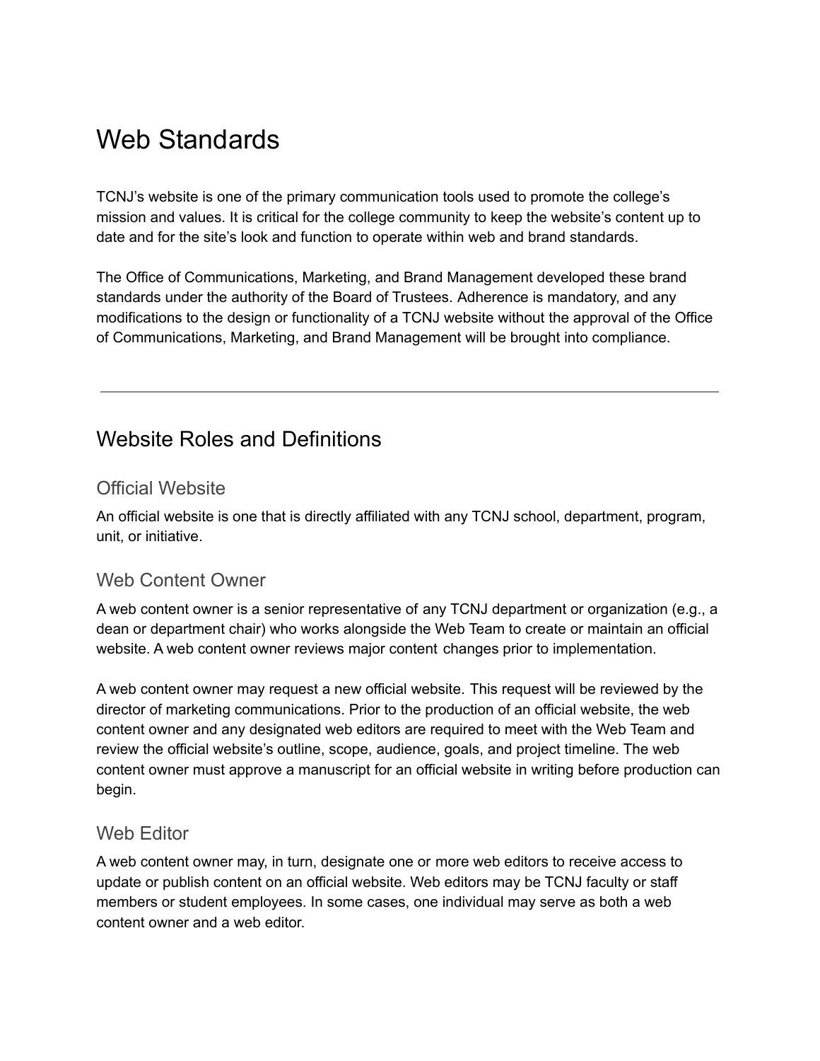# Web Standards

TCNJ's website is one of the primary communication tools used to promote the college's mission and values. It is critical for the college community to keep the website's content up to date and for the site's look and function to operate within web and brand standards.

The Office of Communications, Marketing, and Brand Management developed these brand standards under the authority of the Board of Trustees. Adherence is mandatory, and any modifications to the design or functionality of a TCNJ website without the approval of the Office of Communications, Marketing, and Brand Management will be brought into compliance.

---

## Website Roles and Definitions

### Official Website

An official website is one that is directly affiliated with any TCNJ school, department, program, unit, or initiative.

### Web Content Owner

A web content owner is a senior representative of any TCNJ department or organization (e.g., a dean or department chair) who works alongside the Web Team to create or maintain an official website. A web content owner reviews major content changes prior to implementation.

A web content owner may request a new official website. This request will be reviewed by the director of marketing communications. Prior to the production of an official website, the web content owner and any designated web editors are required to meet with the Web Team and review the official website's outline, scope, audience, goals, and project timeline. The web content owner must approve a manuscript for an official website in writing before production can begin.

### Web Editor

A web content owner may, in turn, designate one or more web editors to receive access to update or publish content on an official website. Web editors may be TCNJ faculty or staff members or student employees. In some cases, one individual may serve as both a web content owner and a web editor.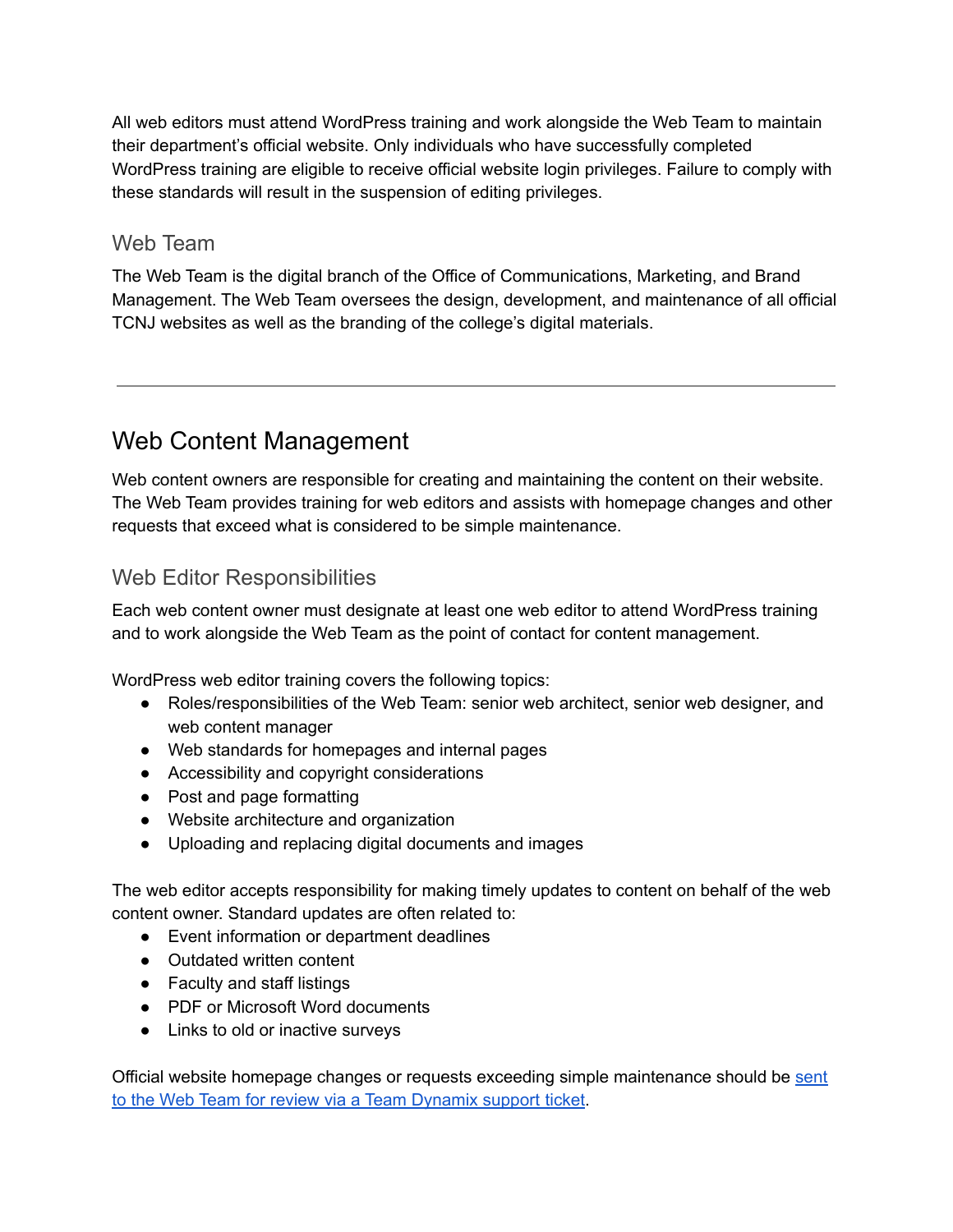All web editors must attend WordPress training and work alongside the Web Team to maintain their department's official website. Only individuals who have successfully completed WordPress training are eligible to receive official website login privileges. Failure to comply with these standards will result in the suspension of editing privileges.

### Web Team

The Web Team is the digital branch of the Office of Communications, Marketing, and Brand Management. The Web Team oversees the design, development, and maintenance of all official TCNJ websites as well as the branding of the college's digital materials.

---

## Web Content Management

Web content owners are responsible for creating and maintaining the content on their website. The Web Team provides training for web editors and assists with homepage changes and other requests that exceed what is considered to be simple maintenance.

### Web Editor Responsibilities

Each web content owner must designate at least one web editor to attend WordPress training and to work alongside the Web Team as the point of contact for content management.

WordPress web editor training covers the following topics:

- Roles/responsibilities of the Web Team: senior web architect, senior web designer, and web content manager
- Web standards for homepages and internal pages
- Accessibility and copyright considerations
- Post and page formatting
- Website architecture and organization
- Uploading and replacing digital documents and images

The web editor accepts responsibility for making timely updates to content on behalf of the web content owner. Standard updates are often related to:

- Event information or department deadlines
- Outdated written content
- Faculty and staff listings
- PDF or Microsoft Word documents
- Links to old or inactive surveys

Official website homepage changes or requests exceeding simple maintenance should be [sent to the Web Team for review via a Team Dynamix support ticket](#).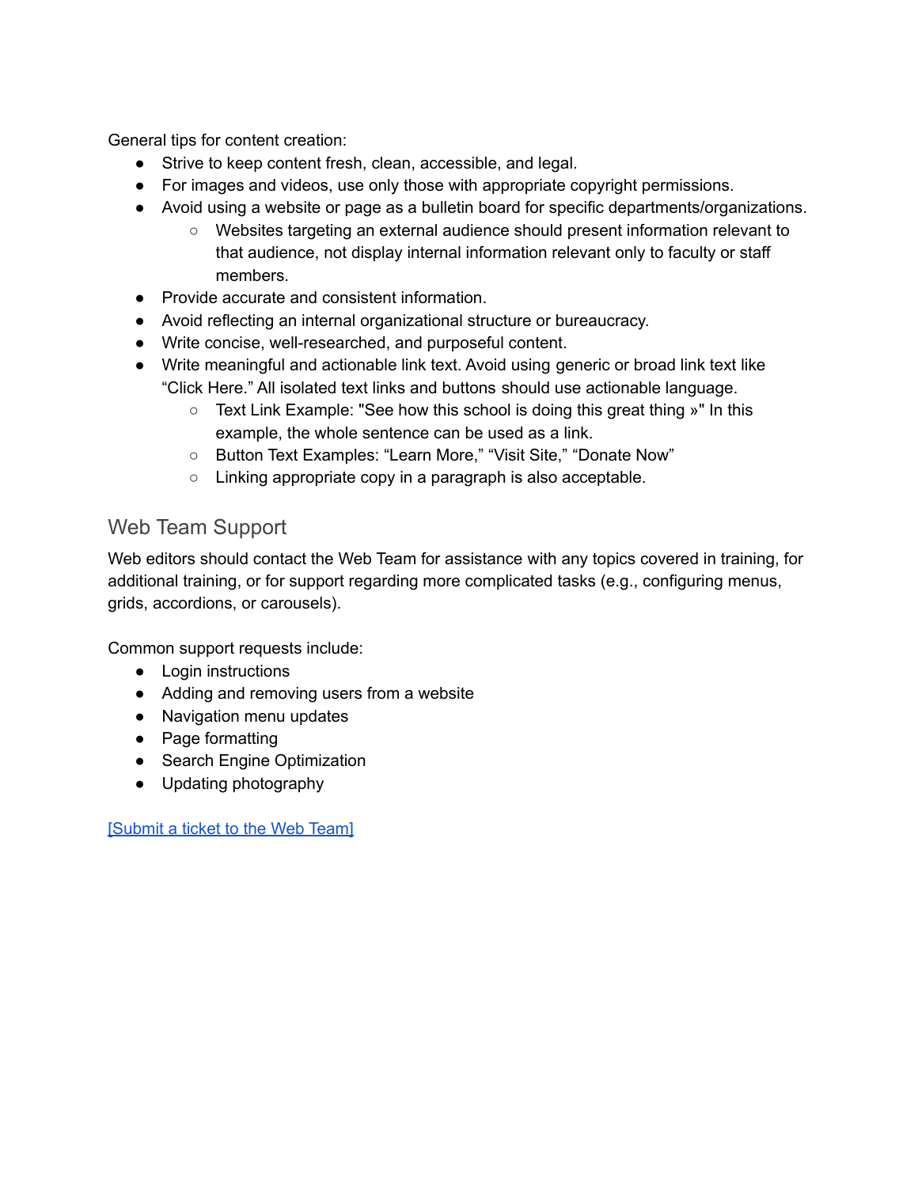General tips for content creation:

- Strive to keep content fresh, clean, accessible, and legal.
- For images and videos, use only those with appropriate copyright permissions.
- Avoid using a website or page as a bulletin board for specific departments/organizations.
  - Websites targeting an external audience should present information relevant to that audience, not display internal information relevant only to faculty or staff members.
- Provide accurate and consistent information.
- Avoid reflecting an internal organizational structure or bureaucracy.
- Write concise, well-researched, and purposeful content.
- Write meaningful and actionable link text. Avoid using generic or broad link text like “Click Here.” All isolated text links and buttons should use actionable language.
  - Text Link Example: "See how this school is doing this great thing »" In this example, the whole sentence can be used as a link.
  - Button Text Examples: “Learn More,” “Visit Site,” “Donate Now”
  - Linking appropriate copy in a paragraph is also acceptable.

## Web Team Support

Web editors should contact the Web Team for assistance with any topics covered in training, for additional training, or for support regarding more complicated tasks (e.g., configuring menus, grids, accordions, or carousels).

Common support requests include:

- Login instructions
- Adding and removing users from a website
- Navigation menu updates
- Page formatting
- Search Engine Optimization
- Updating photography

[Submit a ticket to the Web Team]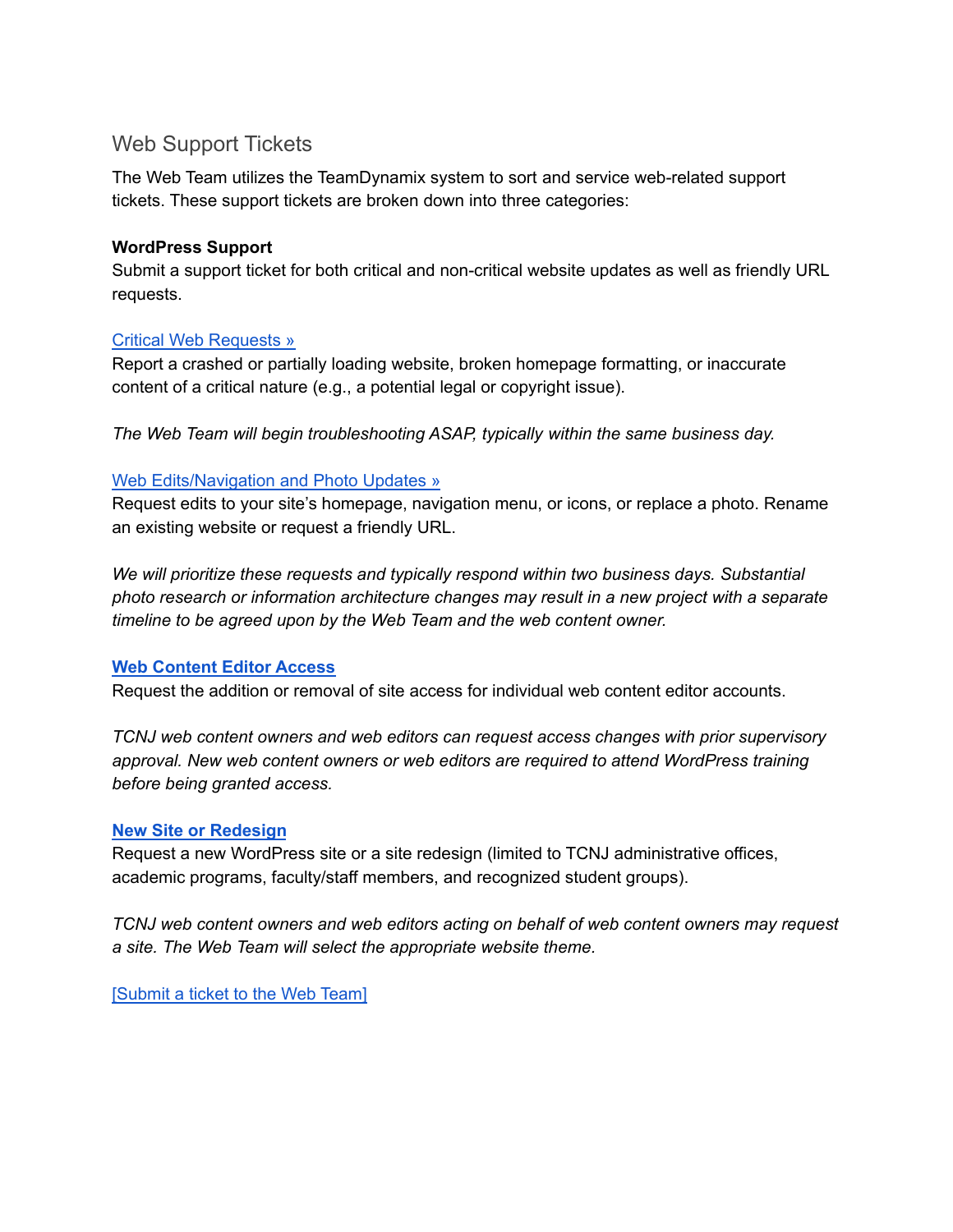## Web Support Tickets

The Web Team utilizes the TeamDynamix system to sort and service web-related support tickets. These support tickets are broken down into three categories:

**WordPress Support**
Submit a support ticket for both critical and non-critical website updates as well as friendly URL requests.

Critical Web Requests »
Report a crashed or partially loading website, broken homepage formatting, or inaccurate content of a critical nature (e.g., a potential legal or copyright issue).

*The Web Team will begin troubleshooting ASAP, typically within the same business day.*

Web Edits/Navigation and Photo Updates »
Request edits to your site's homepage, navigation menu, or icons, or replace a photo. Rename an existing website or request a friendly URL.

*We will prioritize these requests and typically respond within two business days. Substantial photo research or information architecture changes may result in a new project with a separate timeline to be agreed upon by the Web Team and the web content owner.*

**Web Content Editor Access**
Request the addition or removal of site access for individual web content editor accounts.

*TCNJ web content owners and web editors can request access changes with prior supervisory approval. New web content owners or web editors are required to attend WordPress training before being granted access.*

**New Site or Redesign**
Request a new WordPress site or a site redesign (limited to TCNJ administrative offices, academic programs, faculty/staff members, and recognized student groups).

*TCNJ web content owners and web editors acting on behalf of web content owners may request a site. The Web Team will select the appropriate website theme.*

[Submit a ticket to the Web Team]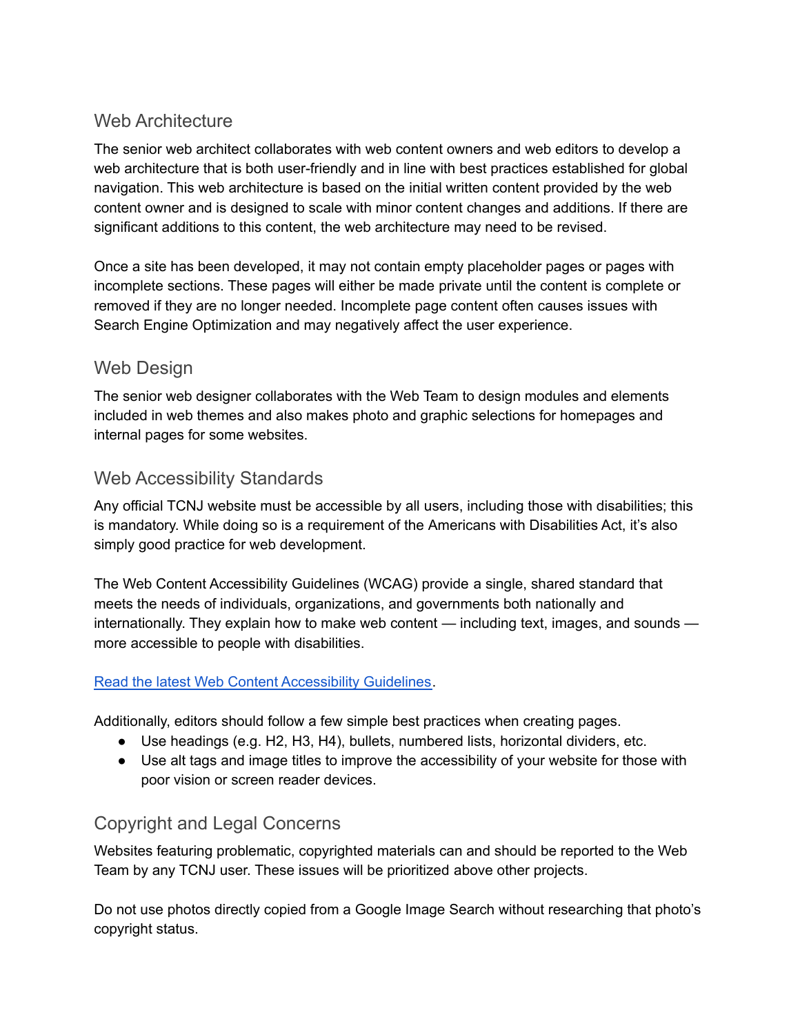## Web Architecture

The senior web architect collaborates with web content owners and web editors to develop a web architecture that is both user-friendly and in line with best practices established for global navigation. This web architecture is based on the initial written content provided by the web content owner and is designed to scale with minor content changes and additions. If there are significant additions to this content, the web architecture may need to be revised.

Once a site has been developed, it may not contain empty placeholder pages or pages with incomplete sections. These pages will either be made private until the content is complete or removed if they are no longer needed. Incomplete page content often causes issues with Search Engine Optimization and may negatively affect the user experience.

## Web Design

The senior web designer collaborates with the Web Team to design modules and elements included in web themes and also makes photo and graphic selections for homepages and internal pages for some websites.

## Web Accessibility Standards

Any official TCNJ website must be accessible by all users, including those with disabilities; this is mandatory. While doing so is a requirement of the Americans with Disabilities Act, it's also simply good practice for web development.

The Web Content Accessibility Guidelines (WCAG) provide a single, shared standard that meets the needs of individuals, organizations, and governments both nationally and internationally. They explain how to make web content — including text, images, and sounds — more accessible to people with disabilities.

Read the latest Web Content Accessibility Guidelines.

Additionally, editors should follow a few simple best practices when creating pages.

- Use headings (e.g. H2, H3, H4), bullets, numbered lists, horizontal dividers, etc.
- Use alt tags and image titles to improve the accessibility of your website for those with poor vision or screen reader devices.

## Copyright and Legal Concerns

Websites featuring problematic, copyrighted materials can and should be reported to the Web Team by any TCNJ user. These issues will be prioritized above other projects.

Do not use photos directly copied from a Google Image Search without researching that photo's copyright status.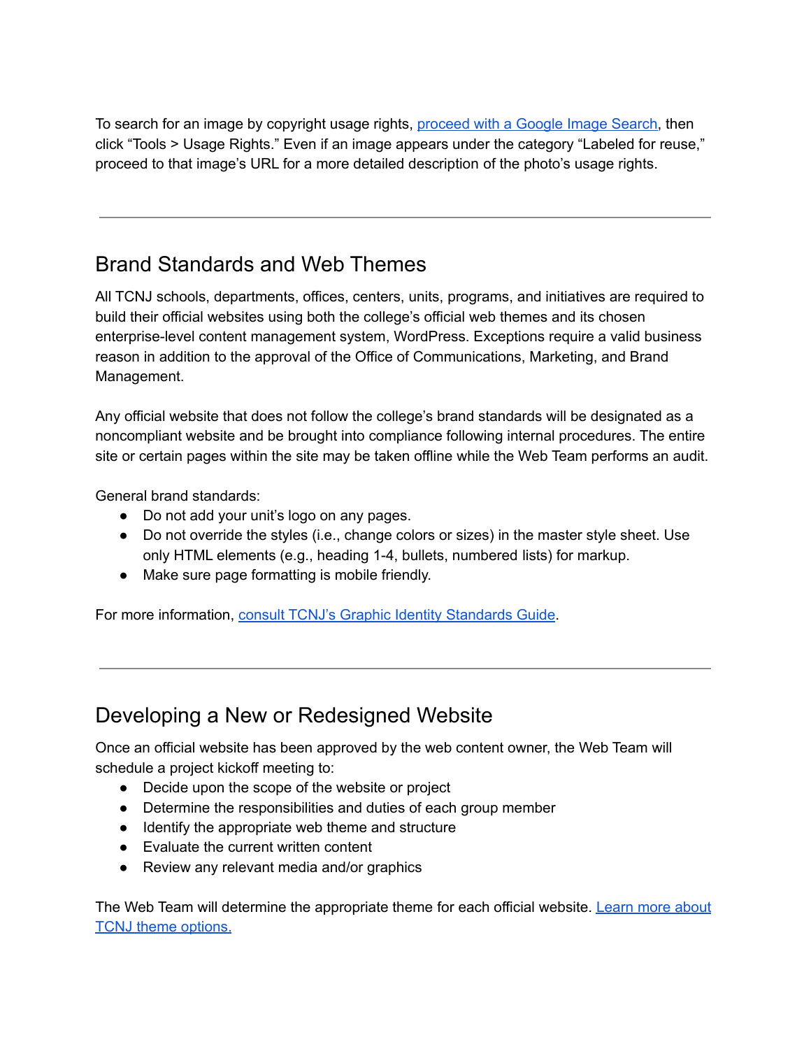To search for an image by copyright usage rights, [proceed with a Google Image Search](), then click "Tools > Usage Rights." Even if an image appears under the category "Labeled for reuse," proceed to that image's URL for a more detailed description of the photo's usage rights.

---

## Brand Standards and Web Themes

All TCNJ schools, departments, offices, centers, units, programs, and initiatives are required to build their official websites using both the college's official web themes and its chosen enterprise-level content management system, WordPress. Exceptions require a valid business reason in addition to the approval of the Office of Communications, Marketing, and Brand Management.

Any official website that does not follow the college's brand standards will be designated as a noncompliant website and be brought into compliance following internal procedures. The entire site or certain pages within the site may be taken offline while the Web Team performs an audit.

General brand standards:

- Do not add your unit's logo on any pages.
- Do not override the styles (i.e., change colors or sizes) in the master style sheet. Use only HTML elements (e.g., heading 1-4, bullets, numbered lists) for markup.
- Make sure page formatting is mobile friendly.

For more information, [consult TCNJ's Graphic Identity Standards Guide]().

---

## Developing a New or Redesigned Website

Once an official website has been approved by the web content owner, the Web Team will schedule a project kickoff meeting to:

- Decide upon the scope of the website or project
- Determine the responsibilities and duties of each group member
- Identify the appropriate web theme and structure
- Evaluate the current written content
- Review any relevant media and/or graphics

The Web Team will determine the appropriate theme for each official website. [Learn more about TCNJ theme options.]()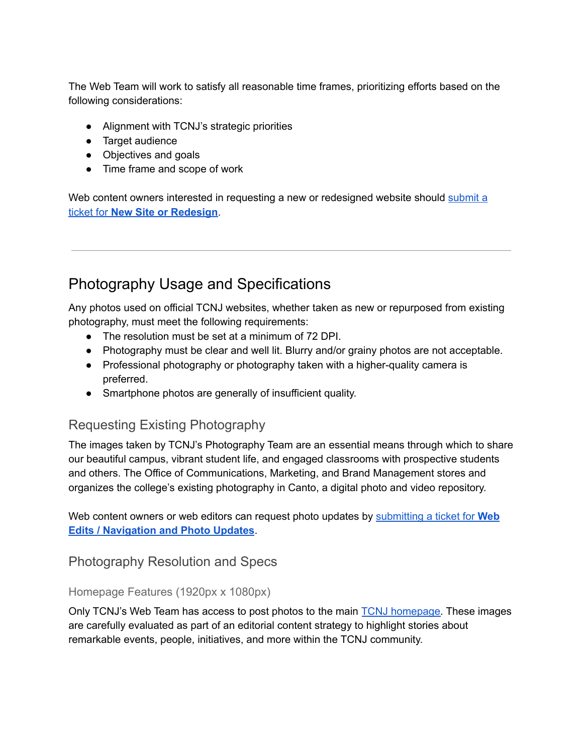The Web Team will work to satisfy all reasonable time frames, prioritizing efforts based on the following considerations:

- Alignment with TCNJ's strategic priorities
- Target audience
- Objectives and goals
- Time frame and scope of work

Web content owners interested in requesting a new or redesigned website should [submit a ticket for **New Site or Redesign**]().

---

## Photography Usage and Specifications

Any photos used on official TCNJ websites, whether taken as new or repurposed from existing photography, must meet the following requirements:

- The resolution must be set at a minimum of 72 DPI.
- Photography must be clear and well lit. Blurry and/or grainy photos are not acceptable.
- Professional photography or photography taken with a higher-quality camera is preferred.
- Smartphone photos are generally of insufficient quality.

### Requesting Existing Photography

The images taken by TCNJ's Photography Team are an essential means through which to share our beautiful campus, vibrant student life, and engaged classrooms with prospective students and others. The Office of Communications, Marketing, and Brand Management stores and organizes the college's existing photography in Canto, a digital photo and video repository.

Web content owners or web editors can request photo updates by [submitting a ticket for **Web Edits / Navigation and Photo Updates**]().

### Photography Resolution and Specs

#### Homepage Features (1920px x 1080px)

Only TCNJ's Web Team has access to post photos to the main [TCNJ homepage](). These images are carefully evaluated as part of an editorial content strategy to highlight stories about remarkable events, people, initiatives, and more within the TCNJ community.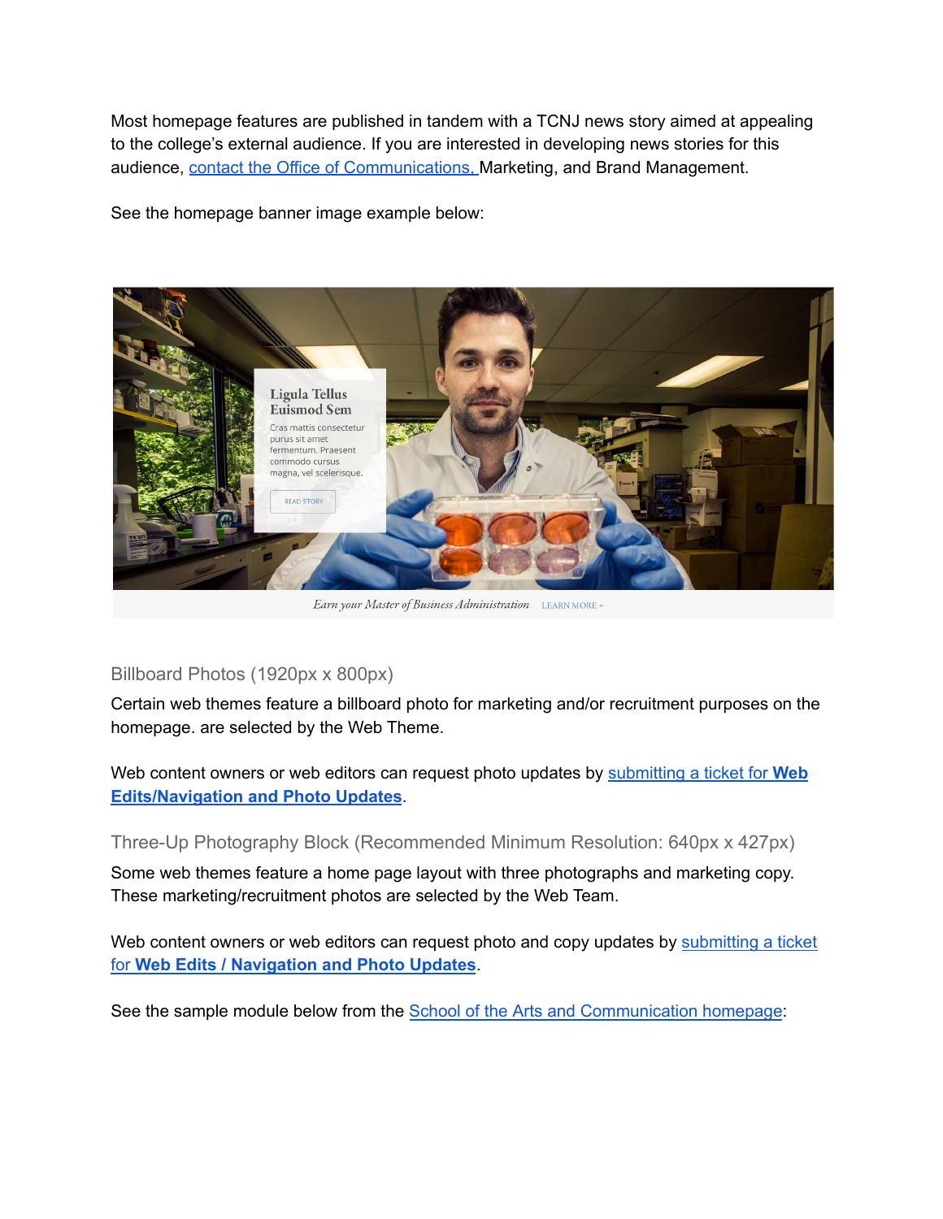Most homepage features are published in tandem with a TCNJ news story aimed at appealing to the college's external audience. If you are interested in developing news stories for this audience, [contact the Office of Communications,](#) Marketing, and Brand Management.

See the homepage banner image example below:

### Billboard Photos (1920px x 800px)

Certain web themes feature a billboard photo for marketing and/or recruitment purposes on the homepage. are selected by the Web Theme.

Web content owners or web editors can request photo updates by [submitting a ticket for **Web Edits/Navigation and Photo Updates**](#).

### Three-Up Photography Block (Recommended Minimum Resolution: 640px x 427px)

Some web themes feature a home page layout with three photographs and marketing copy. These marketing/recruitment photos are selected by the Web Team.

Web content owners or web editors can request photo and copy updates by [submitting a ticket for **Web Edits / Navigation and Photo Updates**](#).

See the sample module below from the [School of the Arts and Communication homepage](#):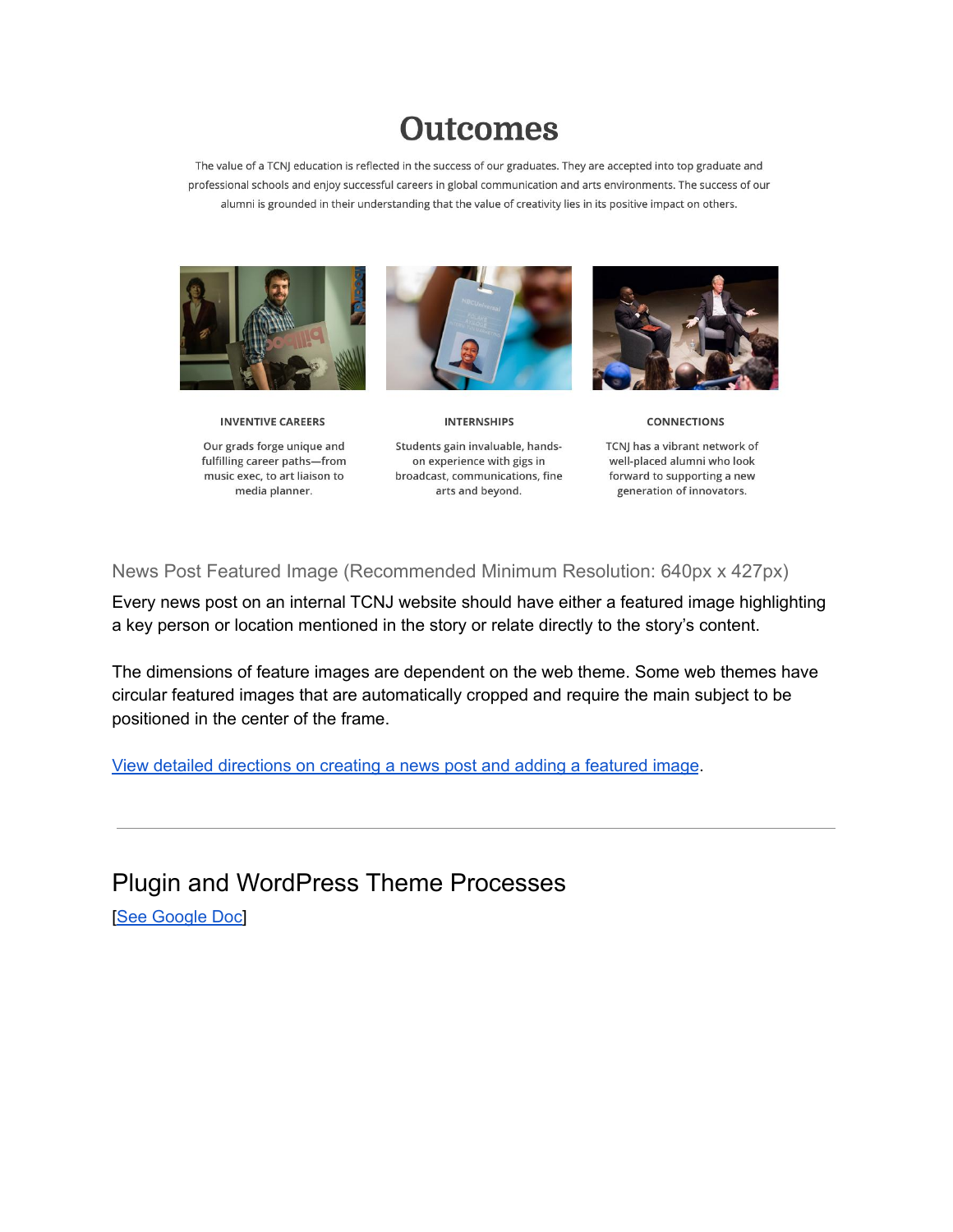# Outcomes

The value of a TCNJ education is reflected in the success of our graduates. They are accepted into top graduate and professional schools and enjoy successful careers in global communication and arts environments. The success of our alumni is grounded in their understanding that the value of creativity lies in its positive impact on others.

**INVENTIVE CAREERS**

Our grads forge unique and fulfilling career paths—from music exec, to art liaison to media planner.

**INTERNSHIPS**

Students gain invaluable, hands-on experience with gigs in broadcast, communications, fine arts and beyond.

**CONNECTIONS**

TCNJ has a vibrant network of well-placed alumni who look forward to supporting a new generation of innovators.

### News Post Featured Image (Recommended Minimum Resolution: 640px x 427px)

Every news post on an internal TCNJ website should have either a featured image highlighting a key person or location mentioned in the story or relate directly to the story's content.

The dimensions of feature images are dependent on the web theme. Some web themes have circular featured images that are automatically cropped and require the main subject to be positioned in the center of the frame.

[View detailed directions on creating a news post and adding a featured image].

---

## Plugin and WordPress Theme Processes

[[See Google Doc]]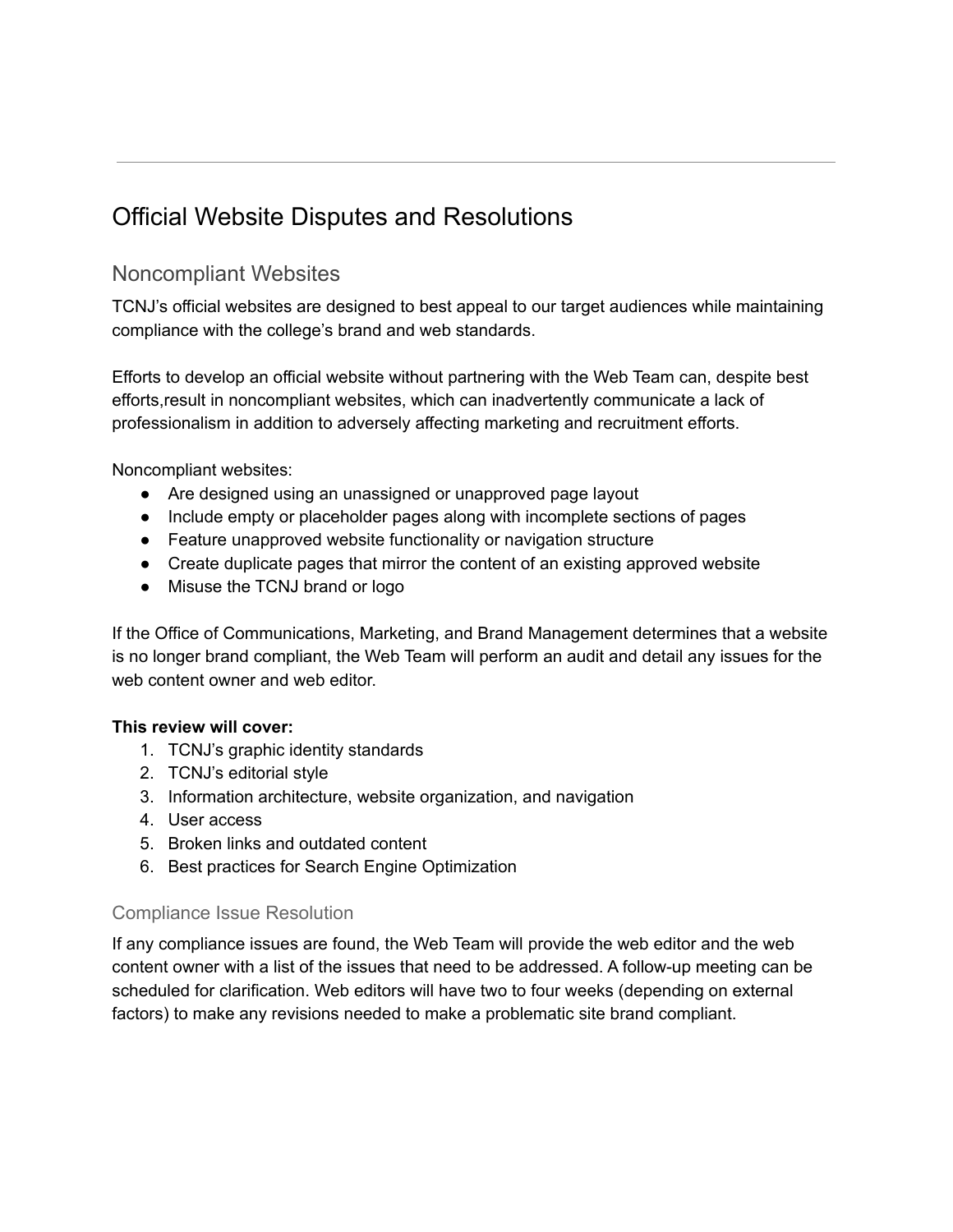---

# Official Website Disputes and Resolutions

## Noncompliant Websites

TCNJ’s official websites are designed to best appeal to our target audiences while maintaining compliance with the college’s brand and web standards.

Efforts to develop an official website without partnering with the Web Team can, despite best efforts,result in noncompliant websites, which can inadvertently communicate a lack of professionalism in addition to adversely affecting marketing and recruitment efforts.

Noncompliant websites:

- Are designed using an unassigned or unapproved page layout
- Include empty or placeholder pages along with incomplete sections of pages
- Feature unapproved website functionality or navigation structure
- Create duplicate pages that mirror the content of an existing approved website
- Misuse the TCNJ brand or logo

If the Office of Communications, Marketing, and Brand Management determines that a website is no longer brand compliant, the Web Team will perform an audit and detail any issues for the web content owner and web editor.

**This review will cover:**

1. TCNJ’s graphic identity standards
2. TCNJ’s editorial style
3. Information architecture, website organization, and navigation
4. User access
5. Broken links and outdated content
6. Best practices for Search Engine Optimization

### Compliance Issue Resolution

If any compliance issues are found, the Web Team will provide the web editor and the web content owner with a list of the issues that need to be addressed. A follow-up meeting can be scheduled for clarification. Web editors will have two to four weeks (depending on external factors) to make any revisions needed to make a problematic site brand compliant.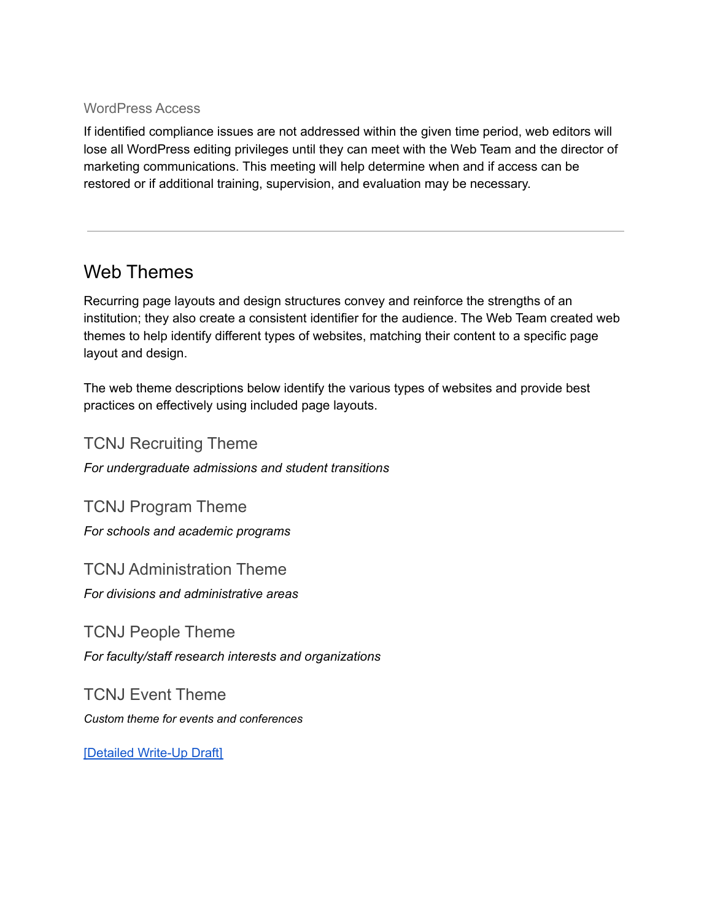### WordPress Access

If identified compliance issues are not addressed within the given time period, web editors will lose all WordPress editing privileges until they can meet with the Web Team and the director of marketing communications. This meeting will help determine when and if access can be restored or if additional training, supervision, and evaluation may be necessary.

---

## Web Themes

Recurring page layouts and design structures convey and reinforce the strengths of an institution; they also create a consistent identifier for the audience. The Web Team created web themes to help identify different types of websites, matching their content to a specific page layout and design.

The web theme descriptions below identify the various types of websites and provide best practices on effectively using included page layouts.

### TCNJ Recruiting Theme

*For undergraduate admissions and student transitions*

### TCNJ Program Theme

*For schools and academic programs*

### TCNJ Administration Theme

*For divisions and administrative areas*

### TCNJ People Theme

*For faculty/staff research interests and organizations*

### TCNJ Event Theme

*Custom theme for events and conferences*

[Detailed Write-Up Draft]